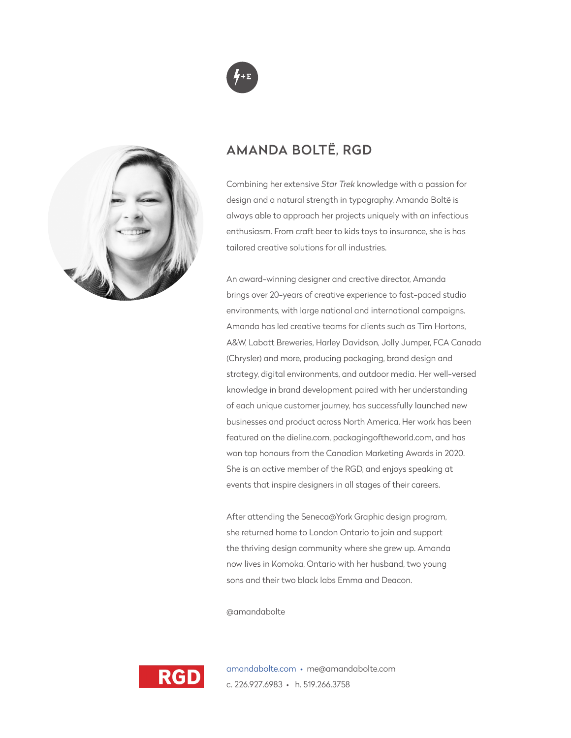## AMANDA BOLTË, RGD

Combining her extensive *Star Trek* knowledge with a passion for design and a natural strength in typography, Amanda Boltë is always able to approach her projects uniquely with an infectious enthusiasm. From craft beer to kids toys to insurance, she is has tailored creative solutions for all industries.

An award-winning designer and creative director, Amanda brings over 20-years of creative experience to fast-paced studio environments, with large national and international campaigns. Amanda has led creative teams for clients such as Tim Hortons, A&W, Labatt Breweries, Harley Davidson, Jolly Jumper, FCA Canada (Chrysler) and more, producing packaging, brand design and strategy, digital environments, and outdoor media. Her well-versed knowledge in brand development paired with her understanding of each unique customer journey, has successfully launched new businesses and product across North America. Her work has been featured on the dieline.com, packagingoftheworld.com, and has won top honours from the Canadian Marketing Awards in 2020. She is an active member of the RGD, and enjoys speaking at events that inspire designers in all stages of their careers.

After attending the Seneca@York Graphic design program, she returned home to London Ontario to join and support the thriving design community where she grew up. Amanda now lives in Komoka, Ontario with her husband, two young sons and their two black labs Emma and Deacon.

@amandabolte

RGD

amandabolte.com • me@amandabolte.com
c. 226.927.6983 • h. 519.266.3758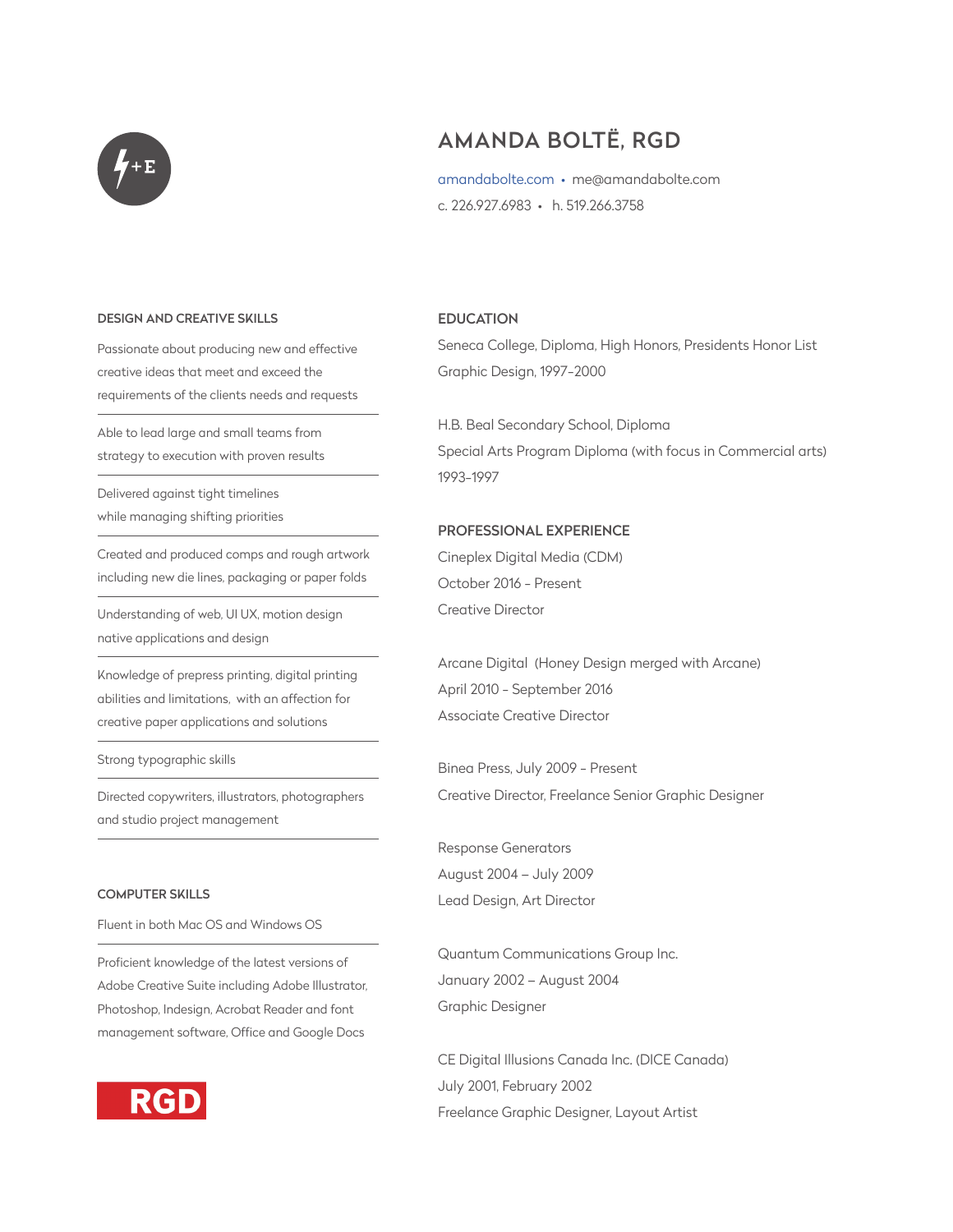# AMANDA BOLTË, RGD

amandabolte.com • me@amandabolte.com
c. 226.927.6983 • h. 519.266.3758

## DESIGN AND CREATIVE SKILLS

Passionate about producing new and effective creative ideas that meet and exceed the requirements of the clients needs and requests

Able to lead large and small teams from strategy to execution with proven results

Delivered against tight timelines while managing shifting priorities

Created and produced comps and rough artwork including new die lines, packaging or paper folds

Understanding of web, UI UX, motion design native applications and design

Knowledge of prepress printing, digital printing abilities and limitations, with an affection for creative paper applications and solutions

Strong typographic skills

Directed copywriters, illustrators, photographers and studio project management

## COMPUTER SKILLS

Fluent in both Mac OS and Windows OS

Proficient knowledge of the latest versions of Adobe Creative Suite including Adobe Illustrator, Photoshop, Indesign, Acrobat Reader and font management software, Office and Google Docs

RGD

## EDUCATION

Seneca College, Diploma, High Honors, Presidents Honor List
Graphic Design, 1997–2000

H.B. Beal Secondary School, Diploma
Special Arts Program Diploma (with focus in Commercial arts)
1993–1997

## PROFESSIONAL EXPERIENCE

Cineplex Digital Media (CDM)
October 2016 – Present
Creative Director

Arcane Digital (Honey Design merged with Arcane)
April 2010 – September 2016
Associate Creative Director

Binea Press, July 2009 – Present
Creative Director, Freelance Senior Graphic Designer

Response Generators
August 2004 – July 2009
Lead Design, Art Director

Quantum Communications Group Inc.
January 2002 – August 2004
Graphic Designer

CE Digital Illusions Canada Inc. (DICE Canada)
July 2001, February 2002
Freelance Graphic Designer, Layout Artist